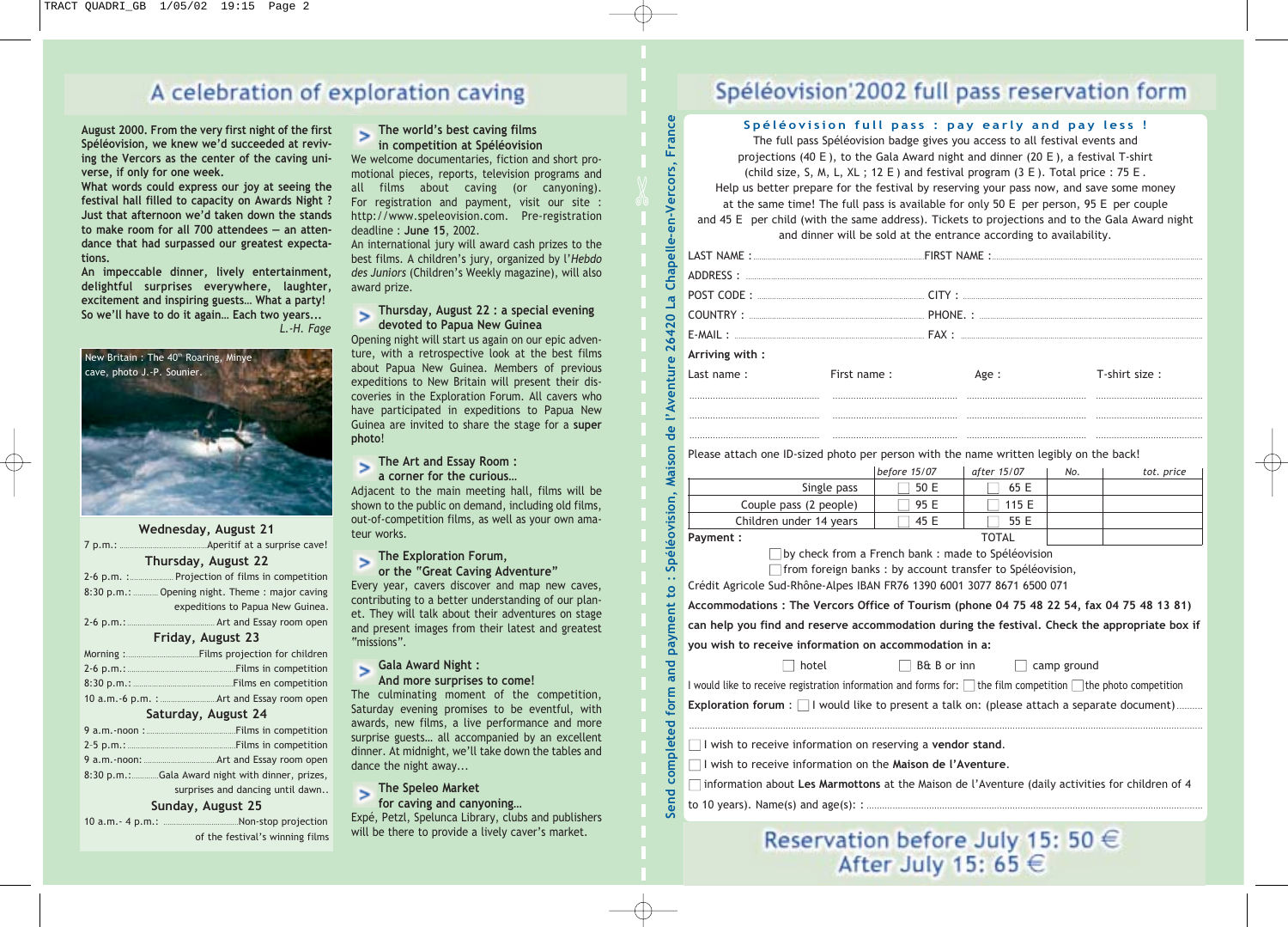# A celebration of exploration caving

**August 2000. From the very first night of the first Spéléovision, we knew we'd succeeded at reviving the Vercors as the center of the caving universe, if only for one week.**

**What words could express our joy at seeing the festival hall filled to capacity on Awards Night ? Just that afternoon we'd taken down the stands to make room for all 700 attendees — an attendance that had surpassed our greatest expectations.**

**An impeccable dinner, lively entertainment, delightful surprises everywhere, laughter, excitement and inspiring guests… What a party! So we'll have to do it again… Each two years...**

*L.-H. Fage*

New Britain : The 40th Roaring, Minye cave, photo J.-P. Sounier.

### Wednesday, August 21

7 p.m.: ........ Aperitif at a surprise cave!

### Thursday, August 22

2-6 p.m. : ........ Projection of films in competition

8:30 p.m.: ........ Opening night. Theme : major caving expeditions to Papua New Guinea.

2-6 p.m.: ........ Art and Essay room open

### Friday, August 23

Morning : ........ Films projection for children

2-6 p.m.: ........ Films in competition

8:30 p.m.: ........ Films en competition

10 a.m.-6 p.m. : ........ Art and Essay room open

### Saturday, August 24

9 a.m.-noon : ........ Films in competition

2-5 p.m.: ........ Films in competition

9 a.m.-noon: ........ Art and Essay room open

8:30 p.m.: ........ Gala Award night with dinner, prizes, surprises and dancing until dawn..

### Sunday, August 25

10 a.m.- 4 p.m.: ........ Non-stop projection of the festival's winning films

### > The world's best caving films in competition at Spéléovision

We welcome documentaries, fiction and short promotional pieces, reports, television programs and all films about caving (or canyoning). For registration and payment, visit our site : http://www.speleovision.com. Pre-registration deadline : **June 15**, 2002.

An international jury will award cash prizes to the best films. A children's jury, organized by l'*Hebdo des Juniors* (Children's Weekly magazine), will also award prize.

### > Thursday, August 22 : a special evening devoted to Papua New Guinea

Opening night will start us again on our epic adventure, with a retrospective look at the best films about Papua New Guinea. Members of previous expeditions to New Britain will present their discoveries in the Exploration Forum. All cavers who have participated in expeditions to Papua New Guinea are invited to share the stage for a **super photo**!

### > The Art and Essay Room : a corner for the curious…

Adjacent to the main meeting hall, films will be shown to the public on demand, including old films, out-of-competition films, as well as your own amateur works.

### > The Exploration Forum, or the "Great Caving Adventure"

Every year, cavers discover and map new caves, contributing to a better understanding of our planet. They will talk about their adventures on stage and present images from their latest and greatest "missions".

### > Gala Award Night : And more surprises to come!

The culminating moment of the competition, Saturday evening promises to be eventful, with awards, new films, a live performance and more surprise guests… all accompanied by an excellent dinner. At midnight, we'll take down the tables and dance the night away...

### > The Speleo Market for caving and canyoning…

Expé, Petzl, Spelunca Library, clubs and publishers will be there to provide a lively caver's market.

# Spéléovision'2002 full pass reservation form

Send completed form and payment to : Spéléovision, Maison de l'Aventure 26420 La Chapelle-en-Vercors, France

**Spéléovision full pass : pay early and pay less !**

The full pass Spéléovision badge gives you access to all festival events and projections (40 E ), to the Gala Award night and dinner (20 E ), a festival T-shirt (child size, S, M, L, XL ; 12 E ) and festival program (3 E ). Total price : 75 E .
Help us better prepare for the festival by reserving your pass now, and save some money at the same time! The full pass is available for only 50 E per person, 95 E per couple and 45 E per child (with the same address). Tickets to projections and to the Gala Award night and dinner will be sold at the entrance according to availability.

LAST NAME : ........ FIRST NAME : ........

ADDRESS : ........

POST CODE : ........ CITY : ........

COUNTRY : ........ PHONE. : ........

E-MAIL : ........ FAX : ........

**Arriving with :**

| Last name : | First name : | Age : | T-shirt size : |
|---|---|---|---|
| ........ | ........ | ........ | ........ |
| ........ | ........ | ........ | ........ |
| ........ | ........ | ........ | ........ |

Please attach one ID-sized photo per person with the name written legibly on the back!

| | *before 15/07* | *after 15/07* | *No.* | *tot. price* |
|---|---|---|---|---|
| Single pass | ☐ 50 E | ☐ 65 E | | |
| Couple pass (2 people) | ☐ 95 E | ☐ 115 E | | |
| Children under 14 years | ☐ 45 E | ☐ 55 E | | |
| **Payment :** | | TOTAL | | |

☐ by check from a French bank : made to Spéléovision
☐ from foreign banks : by account transfer to Spéléovision,
Crédit Agricole Sud-Rhône-Alpes IBAN FR76 1390 6001 3077 8671 6500 071

**Accommodations : The Vercors Office of Tourism (phone 04 75 48 22 54, fax 04 75 48 13 81) can help you find and reserve accommodation during the festival. Check the appropriate box if you wish to receive information on accommodation in a:**

☐ hotel ☐ B& B or inn ☐ camp ground

I would like to receive registration information and forms for: ☐ the film competition ☐ the photo competition

**Exploration forum** : ☐ I would like to present a talk on: (please attach a separate document) ........

☐ I wish to receive information on reserving a **vendor stand**.

☐ I wish to receive information on the **Maison de l'Aventure**.

☐ information about **Les Marmottons** at the Maison de l'Aventure (daily activities for children of 4 to 10 years). Name(s) and age(s): : ........

**Reservation before July 15: 50 €**
**After July 15: 65 €**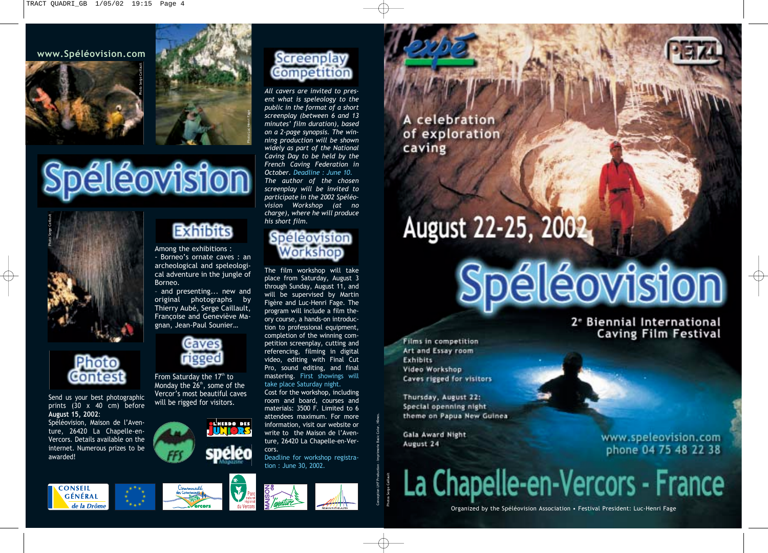www.Spéléovision.com

Photo Serge Caillault

Photo Luc-Henri Fage

# Spéléovision

Photo Serge Caillault

## Photo Contest

Send us your best photographic prints (30 x 40 cm) before **August 15, 2002**:
Spéléovision, Maison de l'Aventure, 26420 La Chapelle-en-Vercors. Details available on the internet. Numerous prizes to be awarded!

## Exhibits

Among the exhibitions :
- Borneo's ornate caves : an archeological and speleological adventure in the jungle of Borneo.
- and presenting... new and original photographs by Thierry Aubé, Serge Caillault, Françoise and Geneviève Magnan, Jean-Paul Sounier...

## Caves rigged

From Saturday the 17th to Monday the 26th, some of the Vercor's most beautiful caves will be rigged for visitors.

## Screenplay Competition

*All cavers are invited to present what is speleology to the public in the format of a short screenplay (between 6 and 13 minutes' film duration), based on a 2-page synopsis. The winning production will be shown widely as part of the National Caving Day to be held by the French Caving Federation in October. Deadline : June 10. The author of the chosen screenplay will be invited to participate in the 2002 Spéléovision Workshop (at no charge), where he will produce his short film.*

## Spéléovision Workshop

The film workshop will take place from Saturday, August 3 through Sunday, August 11, and will be supervised by Martin Figère and Luc-Henri Fage. The program will include a film theory course, a hands-on introduction to professional equipment, completion of the winning competition screenplay, cutting and referencing, filming in digital video, editing with Final Cut Pro, sound editing, and final mastering. First showings will take place Saturday night.
Cost for the workshop, including room and board, courses and materials: 3500 F. Limited to 6 attendees maximum. For more information, visit our website or write to the Maison de l'Aventure, 26420 La Chapelle-en-Vercors.
Deadline for workshop registration : June 30, 2002.

FFS · L'HEBDO DES JUNIORS · spéléo Magazine

CONSEIL GÉNÉRAL de la Drôme · Communauté des Communes du Vercors · Parc naturel régional du Vercors · MAISON de l'Aventure · RÉGION RHÔNE-ALPES

Conception LHF Production - Imprimerie Basic Color - Nîmes

Photos Serge Caillault

expé · PETZL

A celebration of exploration caving

# August 22-25, 2002

# Spéléovision

2e Biennial International Caving Film Festival

Films in competition
Art and Essay room
Exhibits
Video Workshop
Caves rigged for visitors

Thursday, August 22:
Special openning night
theme on Papua New Guinea

Gala Award Night
August 24

www.speleovision.com
phone 04 75 48 22 38

# La Chapelle-en-Vercors - France

Organized by the Spéléovision Association • Festival President: Luc-Henri Fage